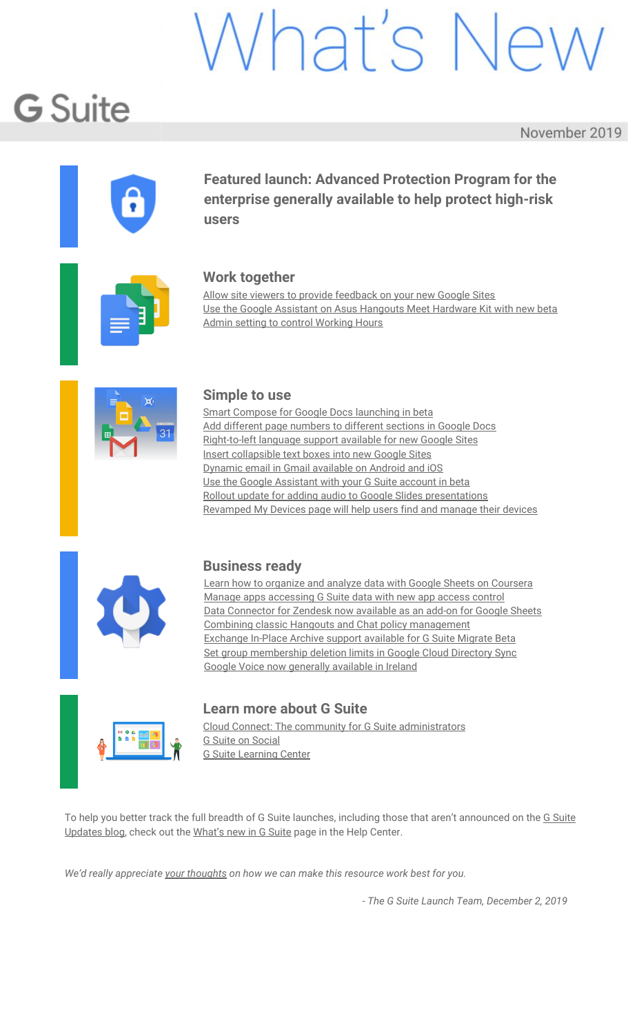# What's New

## G Suite

November 2019

### Featured launch: Advanced Protection Program for the enterprise generally available to help protect high-risk users

### Work together

- Allow site viewers to provide feedback on your new Google Sites
- Use the Google Assistant on Asus Hangouts Meet Hardware Kit with new beta
- Admin setting to control Working Hours

### Simple to use

- Smart Compose for Google Docs launching in beta
- Add different page numbers to different sections in Google Docs
- Right-to-left language support available for new Google Sites
- Insert collapsible text boxes into new Google Sites
- Dynamic email in Gmail available on Android and iOS
- Use the Google Assistant with your G Suite account in beta
- Rollout update for adding audio to Google Slides presentations
- Revamped My Devices page will help users find and manage their devices

### Business ready

- Learn how to organize and analyze data with Google Sheets on Coursera
- Manage apps accessing G Suite data with new app access control
- Data Connector for Zendesk now available as an add-on for Google Sheets
- Combining classic Hangouts and Chat policy management
- Exchange In-Place Archive support available for G Suite Migrate Beta
- Set group membership deletion limits in Google Cloud Directory Sync
- Google Voice now generally available in Ireland

### Learn more about G Suite

- Cloud Connect: The community for G Suite administrators
- G Suite on Social
- G Suite Learning Center

To help you better track the full breadth of G Suite launches, including those that aren't announced on the G Suite Updates blog, check out the What's new in G Suite page in the Help Center.

*We'd really appreciate your thoughts on how we can make this resource work best for you.*

*- The G Suite Launch Team, December 2, 2019*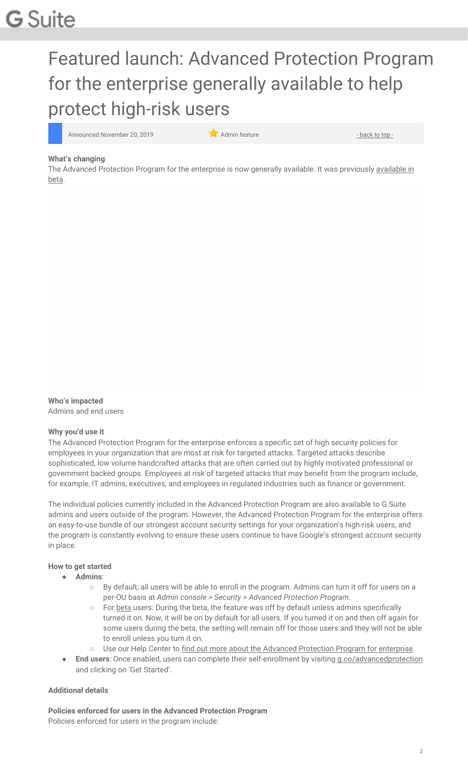# Featured launch: Advanced Protection Program for the enterprise generally available to help protect high-risk users

Announced November 20, 2019 | Admin feature | - back to top -

**What's changing**

The Advanced Protection Program for the enterprise is now generally available. It was previously available in beta.

**Who's impacted**

Admins and end users

**Why you'd use it**

The Advanced Protection Program for the enterprise enforces a specific set of high security policies for employees in your organization that are most at risk for targeted attacks. Targeted attacks describe sophisticated, low volume handcrafted attacks that are often carried out by highly motivated professional or government backed groups. Employees at risk of targeted attacks that may benefit from the program include, for example, IT admins, executives, and employees in regulated industries such as finance or government.

The individual policies currently included in the Advanced Protection Program are also available to G Suite admins and users outside of the program. However, the Advanced Protection Program for the enterprise offers an easy-to-use bundle of our strongest account security settings for your organization's high-risk users, and the program is constantly evolving to ensure these users continue to have Google's strongest account security in place.

**How to get started**

- **Admins**:
  - By default, all users will be able to enroll in the program. Admins can turn it off for users on a per-OU basis at *Admin console > Security > Advanced Protection Program*.
  - For beta users: During the beta, the feature was off by default unless admins specifically turned it on. Now, it will be on by default for all users. If you turned it on and then off again for some users during the beta, the setting will remain off for those users and they will not be able to enroll unless you turn it on.
  - Use our Help Center to find out more about the Advanced Protection Program for enterprise.
- **End users**: Once enabled, users can complete their self-enrollment by visiting g.co/advancedprotection and clicking on 'Get Started'.

**Additional details**

**Policies enforced for users in the Advanced Protection Program**

Policies enforced for users in the program include: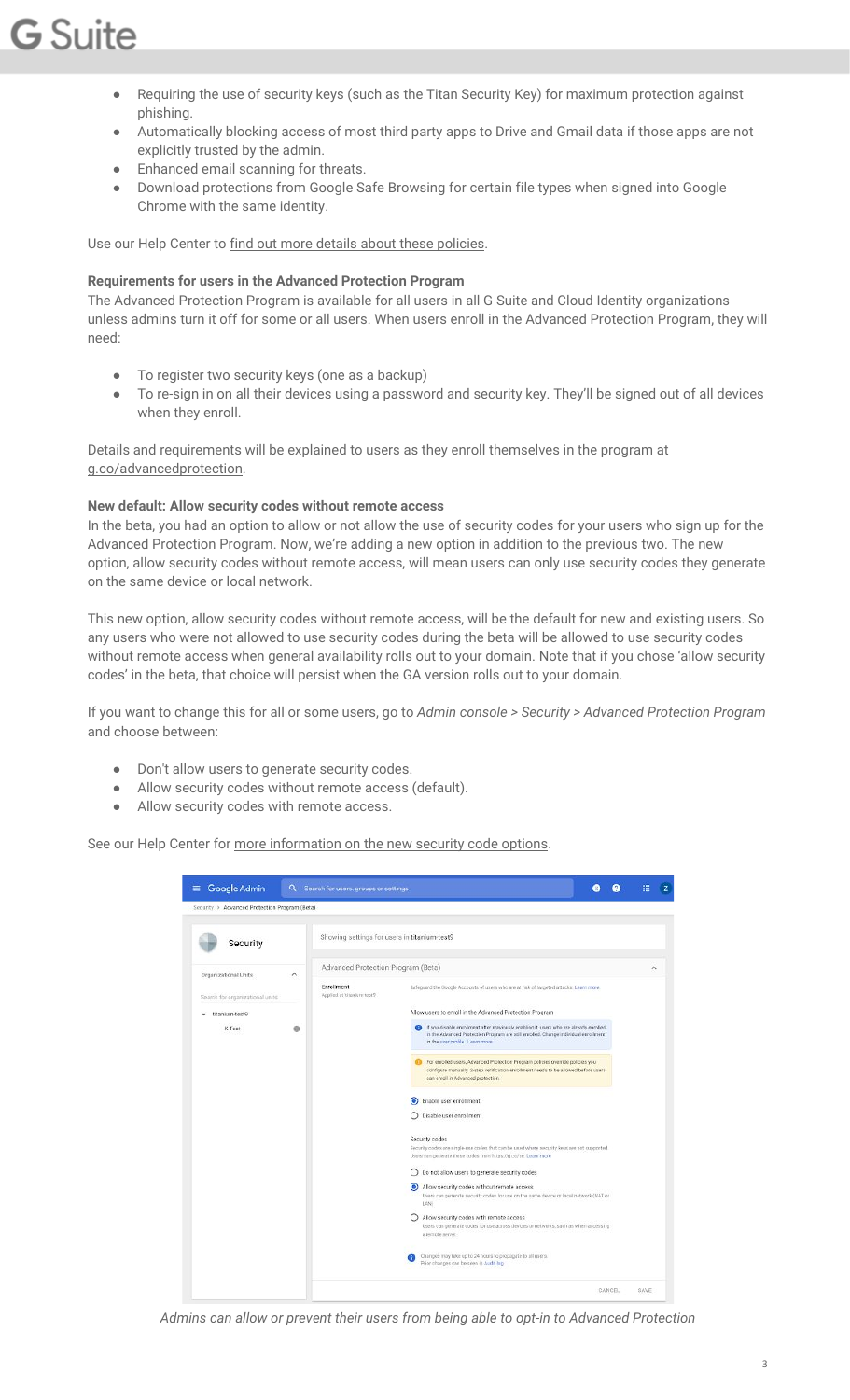- Requiring the use of security keys (such as the Titan Security Key) for maximum protection against phishing.
- Automatically blocking access of most third party apps to Drive and Gmail data if those apps are not explicitly trusted by the admin.
- Enhanced email scanning for threats.
- Download protections from Google Safe Browsing for certain file types when signed into Google Chrome with the same identity.

Use our Help Center to find out more details about these policies.

**Requirements for users in the Advanced Protection Program**

The Advanced Protection Program is available for all users in all G Suite and Cloud Identity organizations unless admins turn it off for some or all users. When users enroll in the Advanced Protection Program, they will need:

- To register two security keys (one as a backup)
- To re-sign in on all their devices using a password and security key. They'll be signed out of all devices when they enroll.

Details and requirements will be explained to users as they enroll themselves in the program at g.co/advancedprotection.

**New default: Allow security codes without remote access**

In the beta, you had an option to allow or not allow the use of security codes for your users who sign up for the Advanced Protection Program. Now, we're adding a new option in addition to the previous two. The new option, allow security codes without remote access, will mean users can only use security codes they generate on the same device or local network.

This new option, allow security codes without remote access, will be the default for new and existing users. So any users who were not allowed to use security codes during the beta will be allowed to use security codes without remote access when general availability rolls out to your domain. Note that if you chose 'allow security codes' in the beta, that choice will persist when the GA version rolls out to your domain.

If you want to change this for all or some users, go to *Admin console > Security > Advanced Protection Program* and choose between:

- Don't allow users to generate security codes.
- Allow security codes without remote access (default).
- Allow security codes with remote access.

See our Help Center for more information on the new security code options.

*Admins can allow or prevent their users from being able to opt-in to Advanced Protection*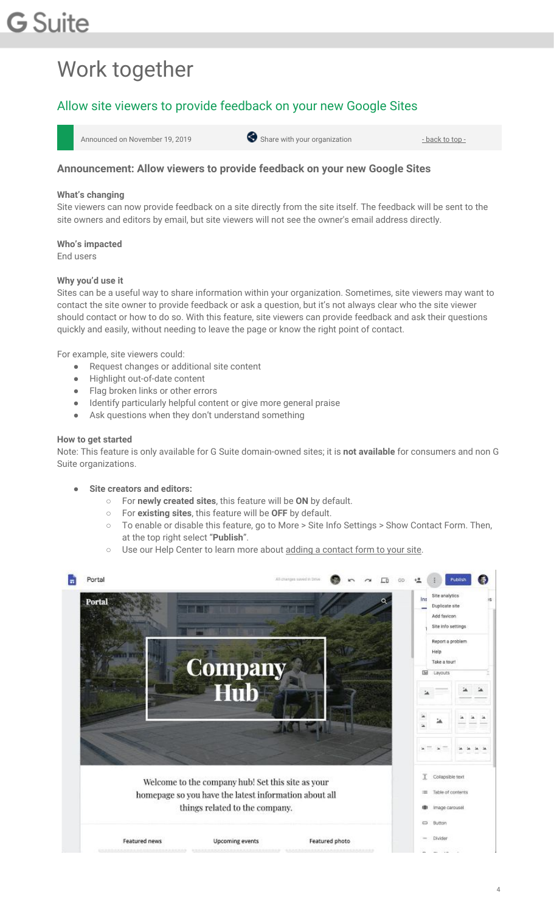# Work together

## Allow site viewers to provide feedback on your new Google Sites

Announced on November 19, 2019 | Share with your organization | - back to top -

### Announcement: Allow viewers to provide feedback on your new Google Sites

**What's changing**

Site viewers can now provide feedback on a site directly from the site itself. The feedback will be sent to the site owners and editors by email, but site viewers will not see the owner's email address directly.

**Who's impacted**

End users

**Why you'd use it**

Sites can be a useful way to share information within your organization. Sometimes, site viewers may want to contact the site owner to provide feedback or ask a question, but it's not always clear who the site viewer should contact or how to do so. With this feature, site viewers can provide feedback and ask their questions quickly and easily, without needing to leave the page or know the right point of contact.

For example, site viewers could:

- Request changes or additional site content
- Highlight out-of-date content
- Flag broken links or other errors
- Identify particularly helpful content or give more general praise
- Ask questions when they don't understand something

**How to get started**

Note: This feature is only available for G Suite domain-owned sites; it is **not available** for consumers and non G Suite organizations.

- **Site creators and editors:**
  - For **newly created sites**, this feature will be **ON** by default.
  - For **existing sites**, this feature will be **OFF** by default.
  - To enable or disable this feature, go to More > Site Info Settings > Show Contact Form. Then, at the top right select "**Publish**".
  - Use our Help Center to learn more about adding a contact form to your site.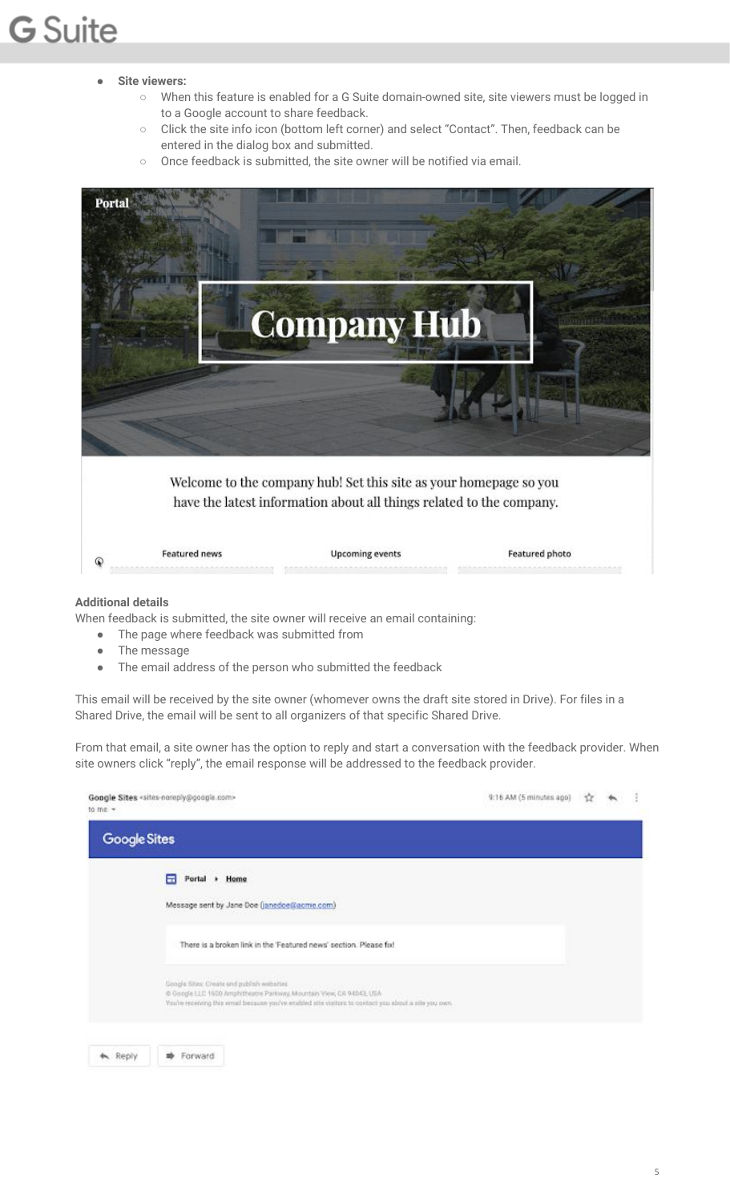- **Site viewers:**
  - When this feature is enabled for a G Suite domain-owned site, site viewers must be logged in to a Google account to share feedback.
  - Click the site info icon (bottom left corner) and select "Contact". Then, feedback can be entered in the dialog box and submitted.
  - Once feedback is submitted, the site owner will be notified via email.

**Additional details**

When feedback is submitted, the site owner will receive an email containing:

- The page where feedback was submitted from
- The message
- The email address of the person who submitted the feedback

This email will be received by the site owner (whomever owns the draft site stored in Drive). For files in a Shared Drive, the email will be sent to all organizers of that specific Shared Drive.

From that email, a site owner has the option to reply and start a conversation with the feedback provider. When site owners click "reply", the email response will be addressed to the feedback provider.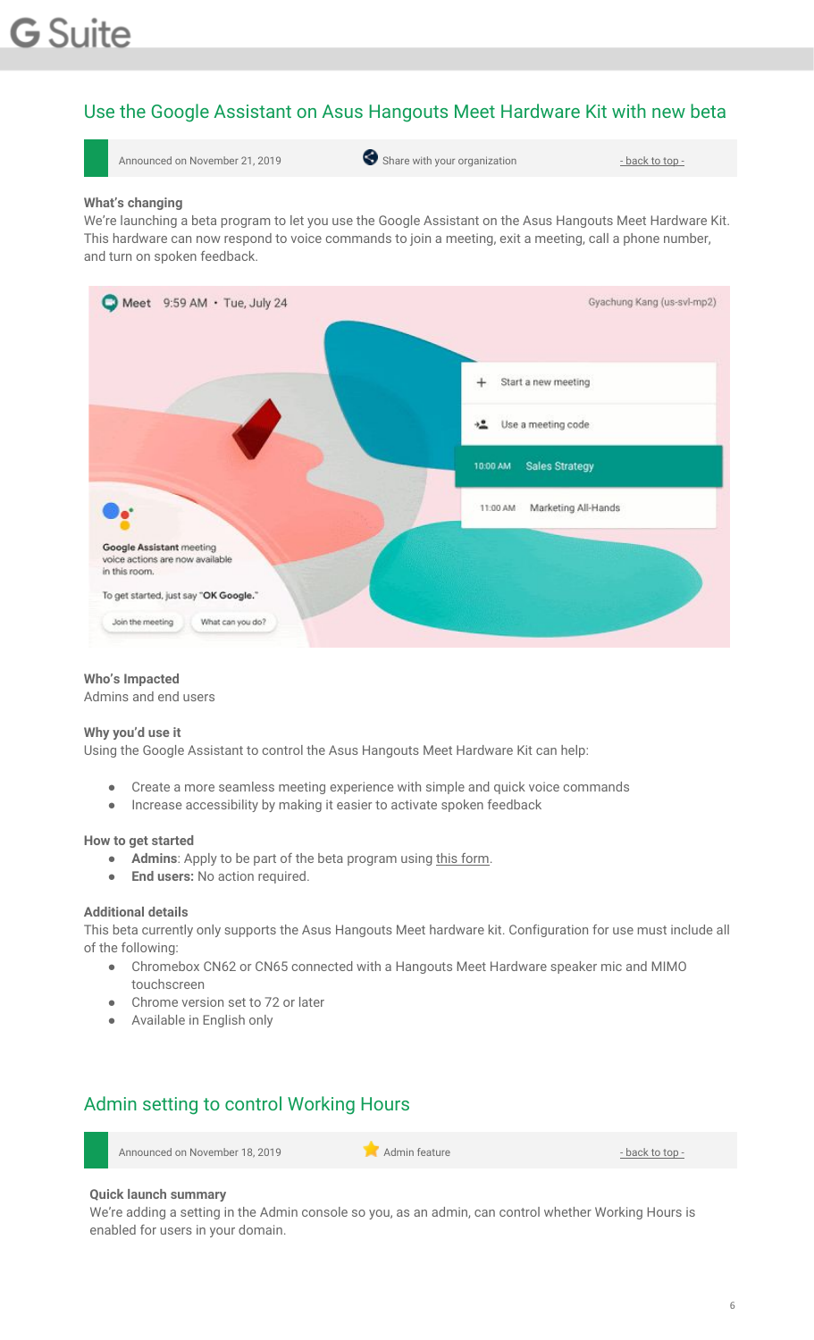## Use the Google Assistant on Asus Hangouts Meet Hardware Kit with new beta

Announced on November 21, 2019 | Share with your organization | - back to top -

**What's changing**

We're launching a beta program to let you use the Google Assistant on the Asus Hangouts Meet Hardware Kit. This hardware can now respond to voice commands to join a meeting, exit a meeting, call a phone number, and turn on spoken feedback.

**Who's Impacted**

Admins and end users

**Why you'd use it**

Using the Google Assistant to control the Asus Hangouts Meet Hardware Kit can help:

- Create a more seamless meeting experience with simple and quick voice commands
- Increase accessibility by making it easier to activate spoken feedback

**How to get started**

- **Admins**: Apply to be part of the beta program using this form.
- **End users:** No action required.

**Additional details**

This beta currently only supports the Asus Hangouts Meet hardware kit. Configuration for use must include all of the following:

- Chromebox CN62 or CN65 connected with a Hangouts Meet Hardware speaker mic and MIMO touchscreen
- Chrome version set to 72 or later
- Available in English only

## Admin setting to control Working Hours

Announced on November 18, 2019 | Admin feature | - back to top -

**Quick launch summary**

We're adding a setting in the Admin console so you, as an admin, can control whether Working Hours is enabled for users in your domain.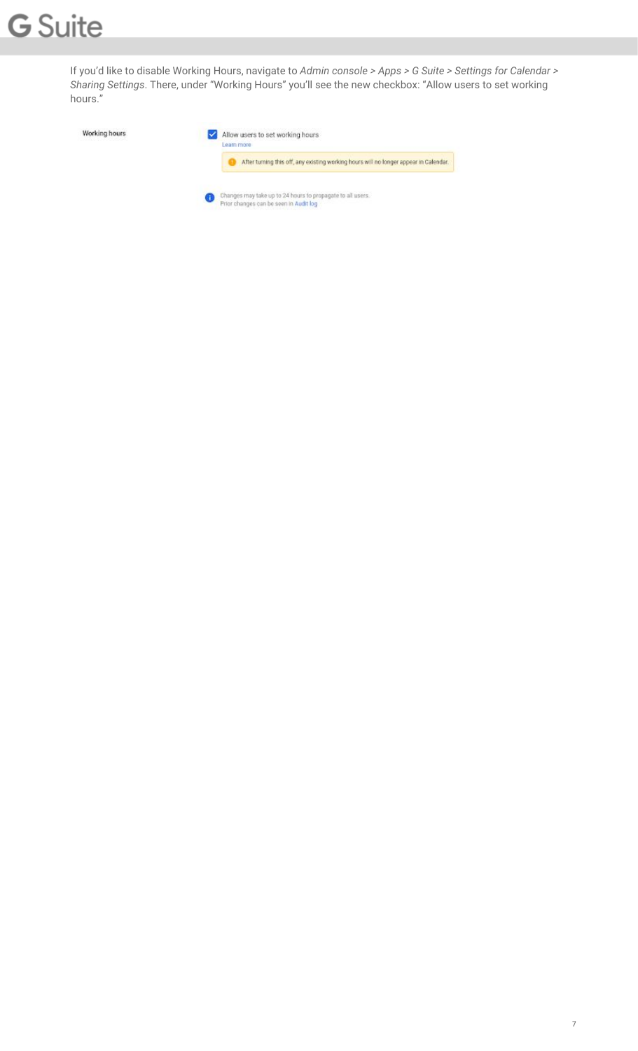If you'd like to disable Working Hours, navigate to *Admin console > Apps > G Suite > Settings for Calendar > Sharing Settings*. There, under "Working Hours" you'll see the new checkbox: "Allow users to set working hours."

**Working hours**

- [x] Allow users to set working hours
  Learn more

  After turning this off, any existing working hours will no longer appear in Calendar.

Changes may take up to 24 hours to propagate to all users.
Prior changes can be seen in Audit log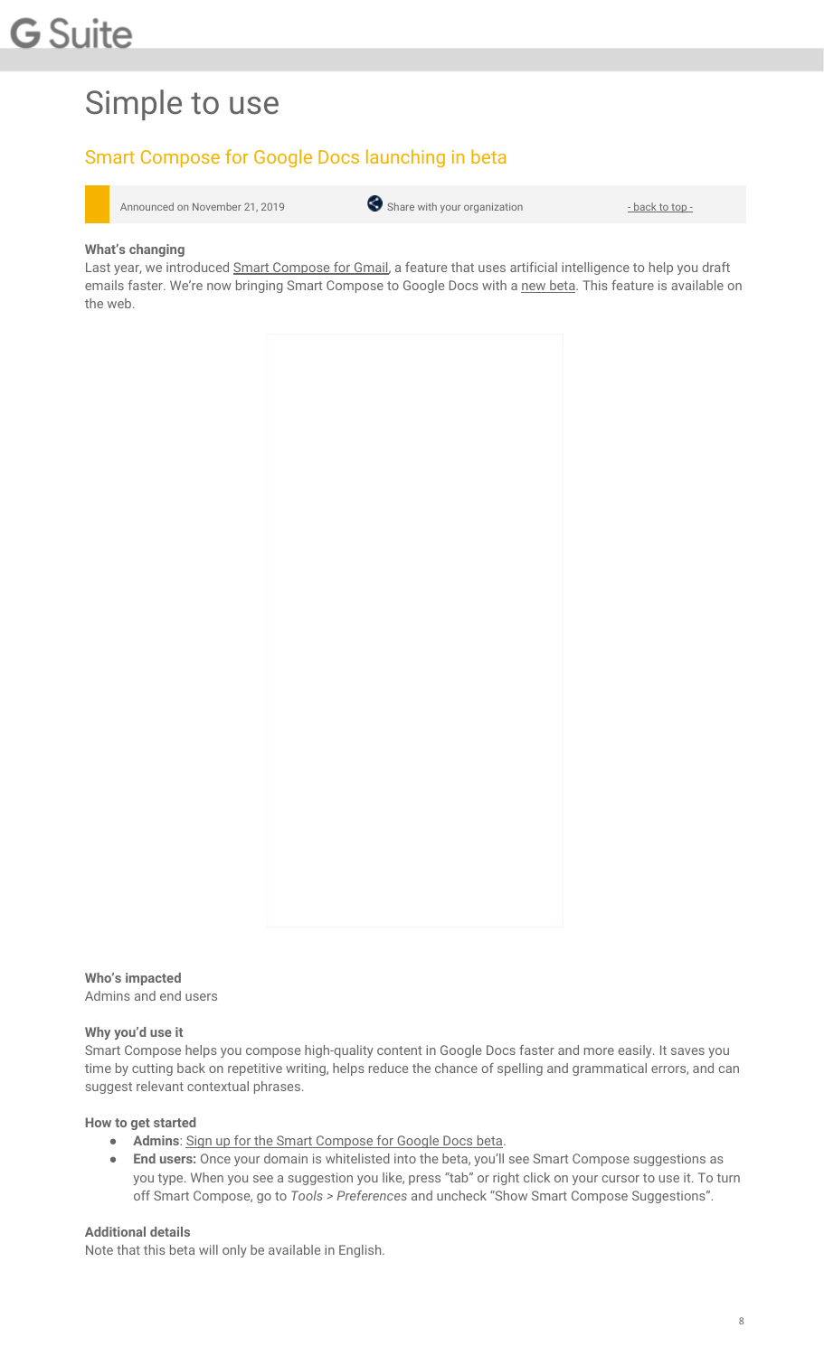# Simple to use

## Smart Compose for Google Docs launching in beta

Announced on November 21, 2019 | Share with your organization | - back to top -

**What's changing**

Last year, we introduced Smart Compose for Gmail, a feature that uses artificial intelligence to help you draft emails faster. We're now bringing Smart Compose to Google Docs with a new beta. This feature is available on the web.

**Who's impacted**

Admins and end users

**Why you'd use it**

Smart Compose helps you compose high-quality content in Google Docs faster and more easily. It saves you time by cutting back on repetitive writing, helps reduce the chance of spelling and grammatical errors, and can suggest relevant contextual phrases.

**How to get started**

- **Admins**: Sign up for the Smart Compose for Google Docs beta.
- **End users:** Once your domain is whitelisted into the beta, you'll see Smart Compose suggestions as you type. When you see a suggestion you like, press "tab" or right click on your cursor to use it. To turn off Smart Compose, go to *Tools > Preferences* and uncheck "Show Smart Compose Suggestions".

**Additional details**

Note that this beta will only be available in English.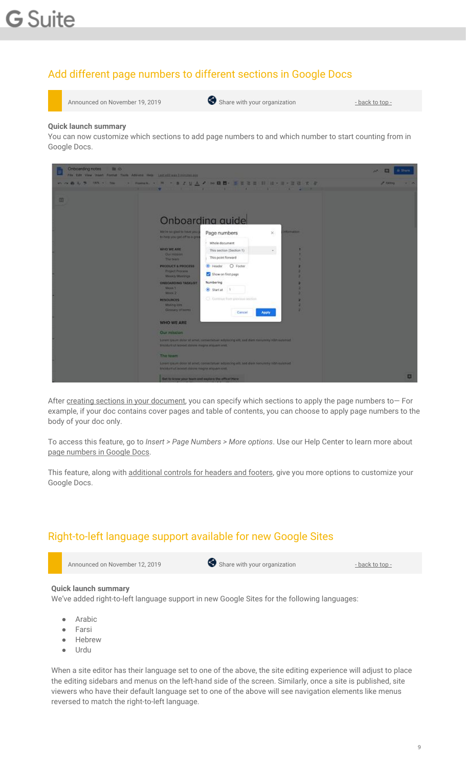## Add different page numbers to different sections in Google Docs

Announced on November 19, 2019 | Share with your organization | - back to top -

**Quick launch summary**

You can now customize which sections to add page numbers to and which number to start counting from in Google Docs.

After creating sections in your document, you can specify which sections to apply the page numbers to— For example, if your doc contains cover pages and table of contents, you can choose to apply page numbers to the body of your doc only.

To access this feature, go to *Insert > Page Numbers > More options*. Use our Help Center to learn more about page numbers in Google Docs.

This feature, along with additional controls for headers and footers, give you more options to customize your Google Docs.

## Right-to-left language support available for new Google Sites

Announced on November 12, 2019 | Share with your organization | - back to top -

**Quick launch summary**

We've added right-to-left language support in new Google Sites for the following languages:

- Arabic
- Farsi
- Hebrew
- Urdu

When a site editor has their language set to one of the above, the site editing experience will adjust to place the editing sidebars and menus on the left-hand side of the screen. Similarly, once a site is published, site viewers who have their default language set to one of the above will see navigation elements like menus reversed to match the right-to-left language.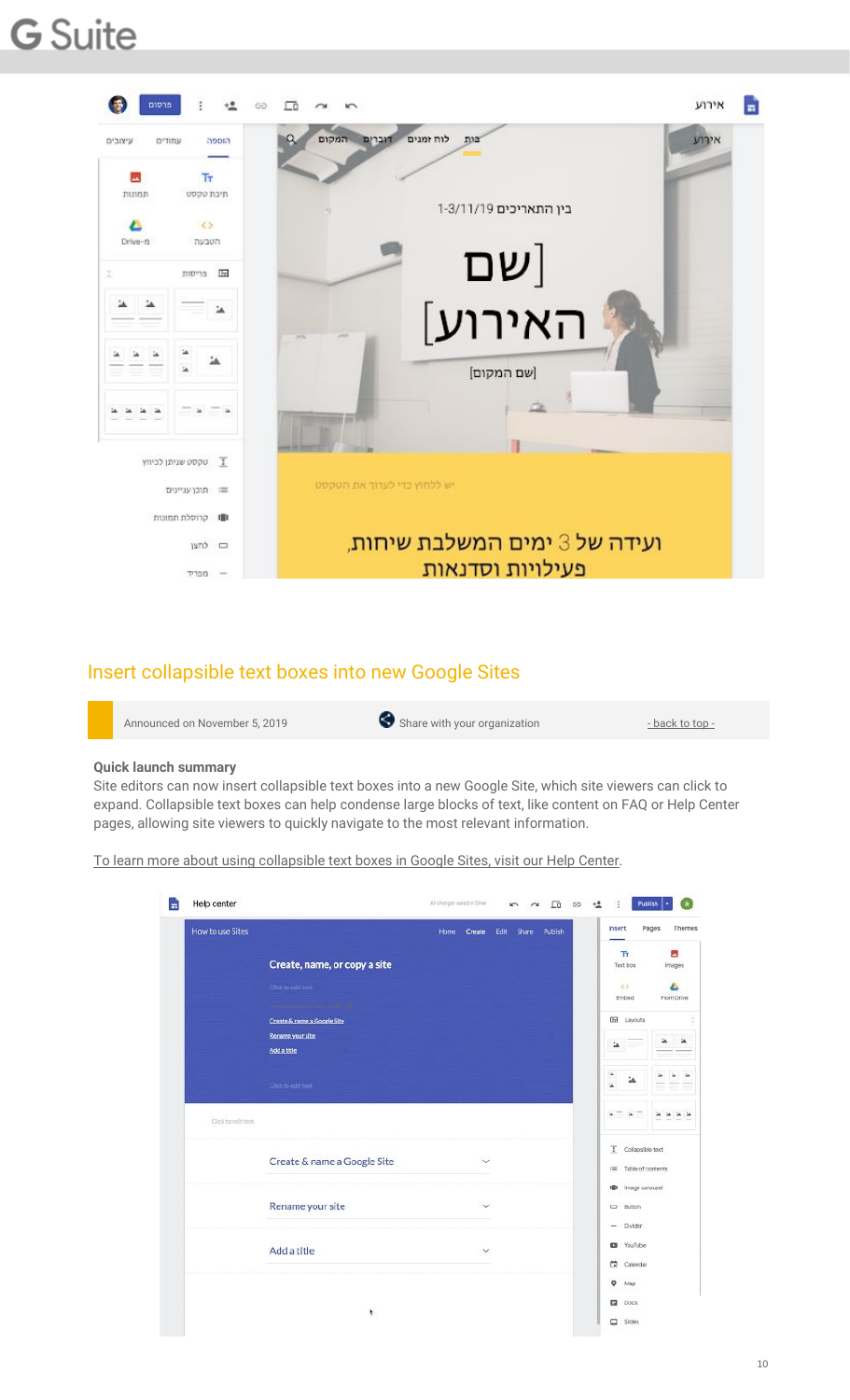## Insert collapsible text boxes into new Google Sites

Announced on November 5, 2019 | Share with your organization | - back to top -

**Quick launch summary**

Site editors can now insert collapsible text boxes into a new Google Site, which site viewers can click to expand. Collapsible text boxes can help condense large blocks of text, like content on FAQ or Help Center pages, allowing site viewers to quickly navigate to the most relevant information.

To learn more about using collapsible text boxes in Google Sites, visit our Help Center.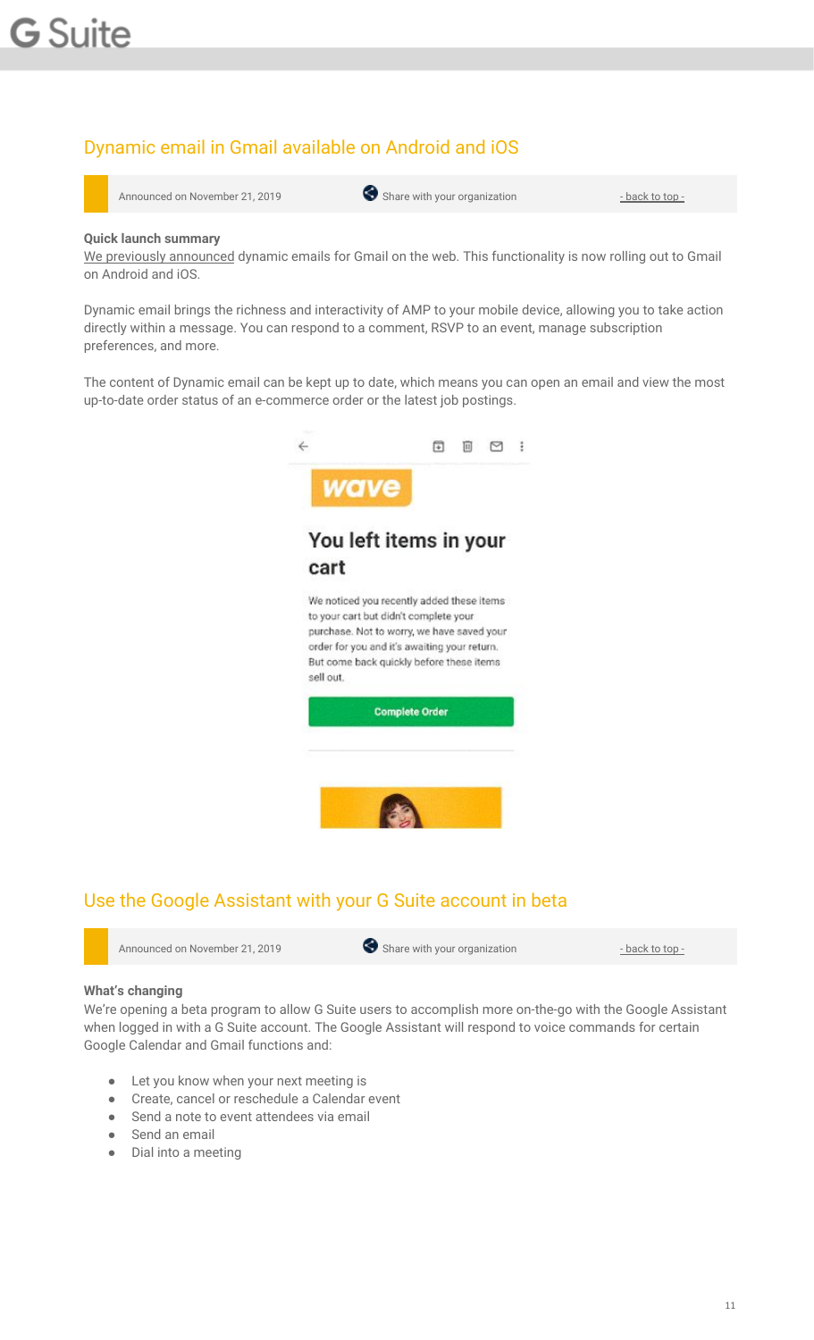## Dynamic email in Gmail available on Android and iOS

Announced on November 21, 2019 | Share with your organization | - back to top -

**Quick launch summary**

We previously announced dynamic emails for Gmail on the web. This functionality is now rolling out to Gmail on Android and iOS.

Dynamic email brings the richness and interactivity of AMP to your mobile device, allowing you to take action directly within a message. You can respond to a comment, RSVP to an event, manage subscription preferences, and more.

The content of Dynamic email can be kept up to date, which means you can open an email and view the most up-to-date order status of an e-commerce order or the latest job postings.

## Use the Google Assistant with your G Suite account in beta

Announced on November 21, 2019 | Share with your organization | - back to top -

**What's changing**

We're opening a beta program to allow G Suite users to accomplish more on-the-go with the Google Assistant when logged in with a G Suite account. The Google Assistant will respond to voice commands for certain Google Calendar and Gmail functions and:

- Let you know when your next meeting is
- Create, cancel or reschedule a Calendar event
- Send a note to event attendees via email
- Send an email
- Dial into a meeting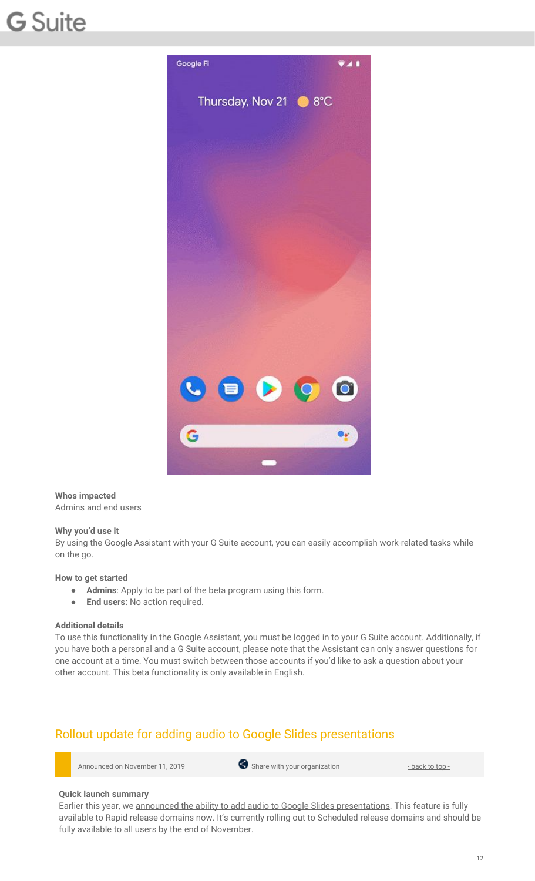**Whos impacted**
Admins and end users

**Why you'd use it**
By using the Google Assistant with your G Suite account, you can easily accomplish work-related tasks while on the go.

**How to get started**

- **Admins**: Apply to be part of the beta program using this form.
- **End users:** No action required.

**Additional details**
To use this functionality in the Google Assistant, you must be logged in to your G Suite account. Additionally, if you have both a personal and a G Suite account, please note that the Assistant can only answer questions for one account at a time. You must switch between those accounts if you'd like to ask a question about your other account. This beta functionality is only available in English.

## Rollout update for adding audio to Google Slides presentations

Announced on November 11, 2019 | Share with your organization | - back to top -

**Quick launch summary**
Earlier this year, we announced the ability to add audio to Google Slides presentations. This feature is fully available to Rapid release domains now. It's currently rolling out to Scheduled release domains and should be fully available to all users by the end of November.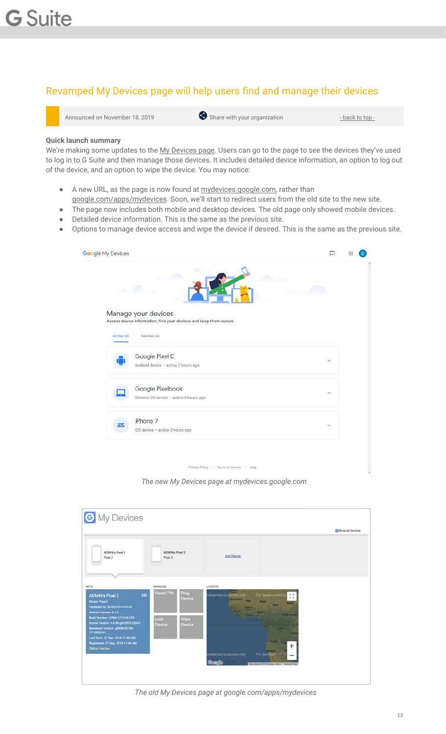## Revamped My Devices page will help users find and manage their devices

Announced on November 18, 2019 | Share with your organization | - back to top -

**Quick launch summary**

We're making some updates to the My Devices page. Users can go to the page to see the devices they've used to log in to G Suite and then manage those devices. It includes detailed device information, an option to log out of the device, and an option to wipe the device. You may notice:

- A new URL, as the page is now found at mydevices.google.com, rather than google.com/apps/mydevices. Soon, we'll start to redirect users from the old site to the new site.
- The page now includes both mobile and desktop devices. The old page only showed mobile devices.
- Detailed device information. This is the same as the previous site.
- Options to manage device access and wipe the device if desired. This is the same as the previous site.

*The new My Devices page at mydevices.google.com*

*The old My Devices page at google.com/apps/mydevices*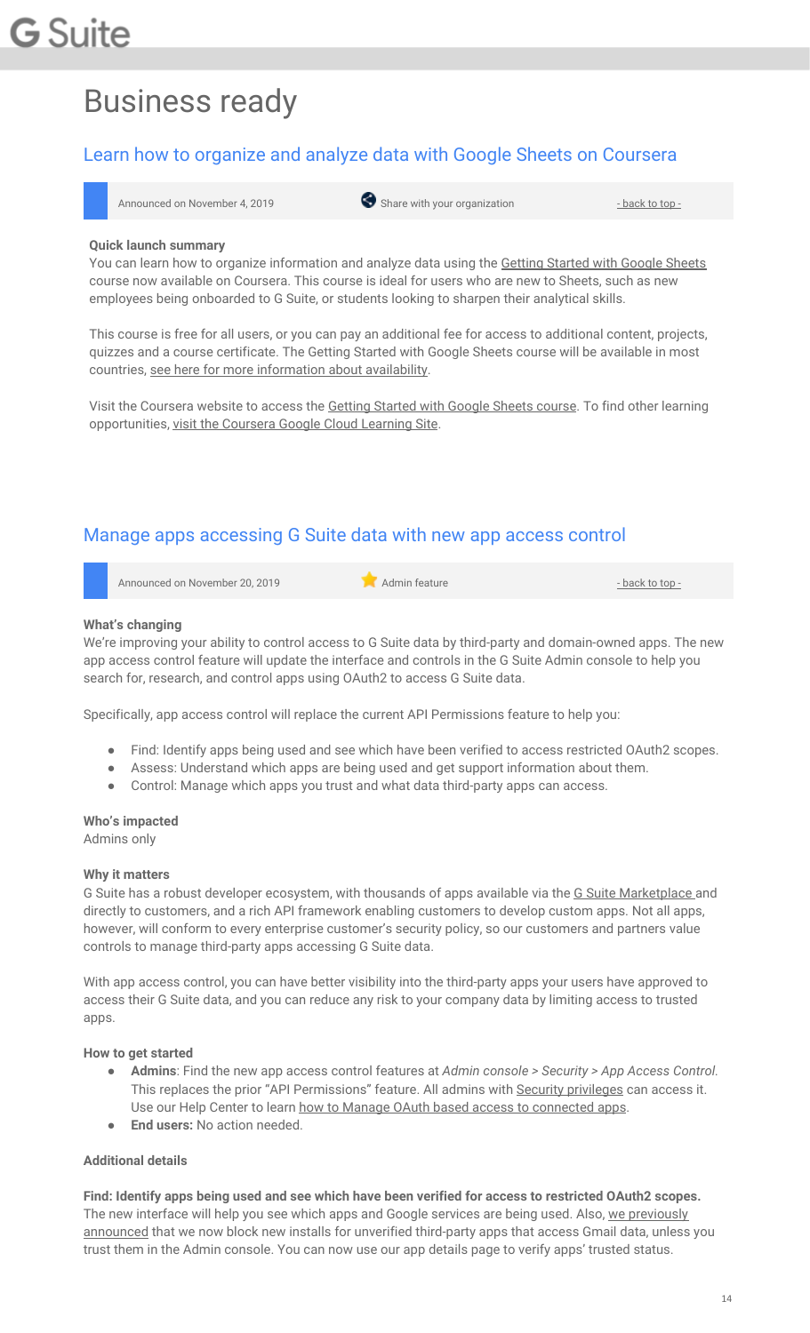# Business ready

## Learn how to organize and analyze data with Google Sheets on Coursera

Announced on November 4, 2019 | Share with your organization | - back to top -

**Quick launch summary**

You can learn how to organize information and analyze data using the Getting Started with Google Sheets course now available on Coursera. This course is ideal for users who are new to Sheets, such as new employees being onboarded to G Suite, or students looking to sharpen their analytical skills.

This course is free for all users, or you can pay an additional fee for access to additional content, projects, quizzes and a course certificate. The Getting Started with Google Sheets course will be available in most countries, see here for more information about availability.

Visit the Coursera website to access the Getting Started with Google Sheets course. To find other learning opportunities, visit the Coursera Google Cloud Learning Site.

## Manage apps accessing G Suite data with new app access control

Announced on November 20, 2019 | Admin feature | - back to top -

**What's changing**

We're improving your ability to control access to G Suite data by third-party and domain-owned apps. The new app access control feature will update the interface and controls in the G Suite Admin console to help you search for, research, and control apps using OAuth2 to access G Suite data.

Specifically, app access control will replace the current API Permissions feature to help you:

- Find: Identify apps being used and see which have been verified to access restricted OAuth2 scopes.
- Assess: Understand which apps are being used and get support information about them.
- Control: Manage which apps you trust and what data third-party apps can access.

**Who's impacted**

Admins only

**Why it matters**

G Suite has a robust developer ecosystem, with thousands of apps available via the G Suite Marketplace and directly to customers, and a rich API framework enabling customers to develop custom apps. Not all apps, however, will conform to every enterprise customer's security policy, so our customers and partners value controls to manage third-party apps accessing G Suite data.

With app access control, you can have better visibility into the third-party apps your users have approved to access their G Suite data, and you can reduce any risk to your company data by limiting access to trusted apps.

**How to get started**

- **Admins**: Find the new app access control features at *Admin console > Security > App Access Control*. This replaces the prior "API Permissions" feature. All admins with Security privileges can access it. Use our Help Center to learn how to Manage OAuth based access to connected apps.
- **End users:** No action needed.

**Additional details**

**Find: Identify apps being used and see which have been verified for access to restricted OAuth2 scopes.**
The new interface will help you see which apps and Google services are being used. Also, we previously announced that we now block new installs for unverified third-party apps that access Gmail data, unless you trust them in the Admin console. You can now use our app details page to verify apps' trusted status.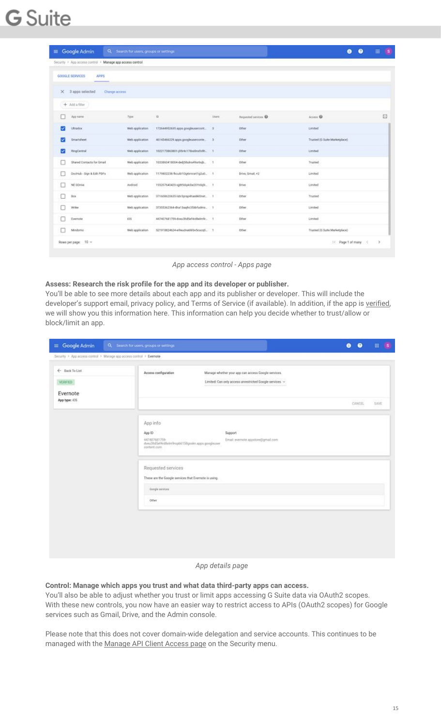App access control - Apps page

**Assess: Research the risk profile for the app and its developer or publisher.**
You'll be able to see more details about each app and its publisher or developer. This will include the developer's support email, privacy policy, and Terms of Service (if available). In addition, if the app is verified, we will show you this information here. This information can help you decide whether to trust/allow or block/limit an app.

App details page

**Control: Manage which apps you trust and what data third-party apps can access.**
You'll also be able to adjust whether you trust or limit apps accessing G Suite data via OAuth2 scopes. With these new controls, you now have an easier way to restrict access to APIs (OAuth2 scopes) for Google services such as Gmail, Drive, and the Admin console.

Please note that this does not cover domain-wide delegation and service accounts. This continues to be managed with the Manage API Client Access page on the Security menu.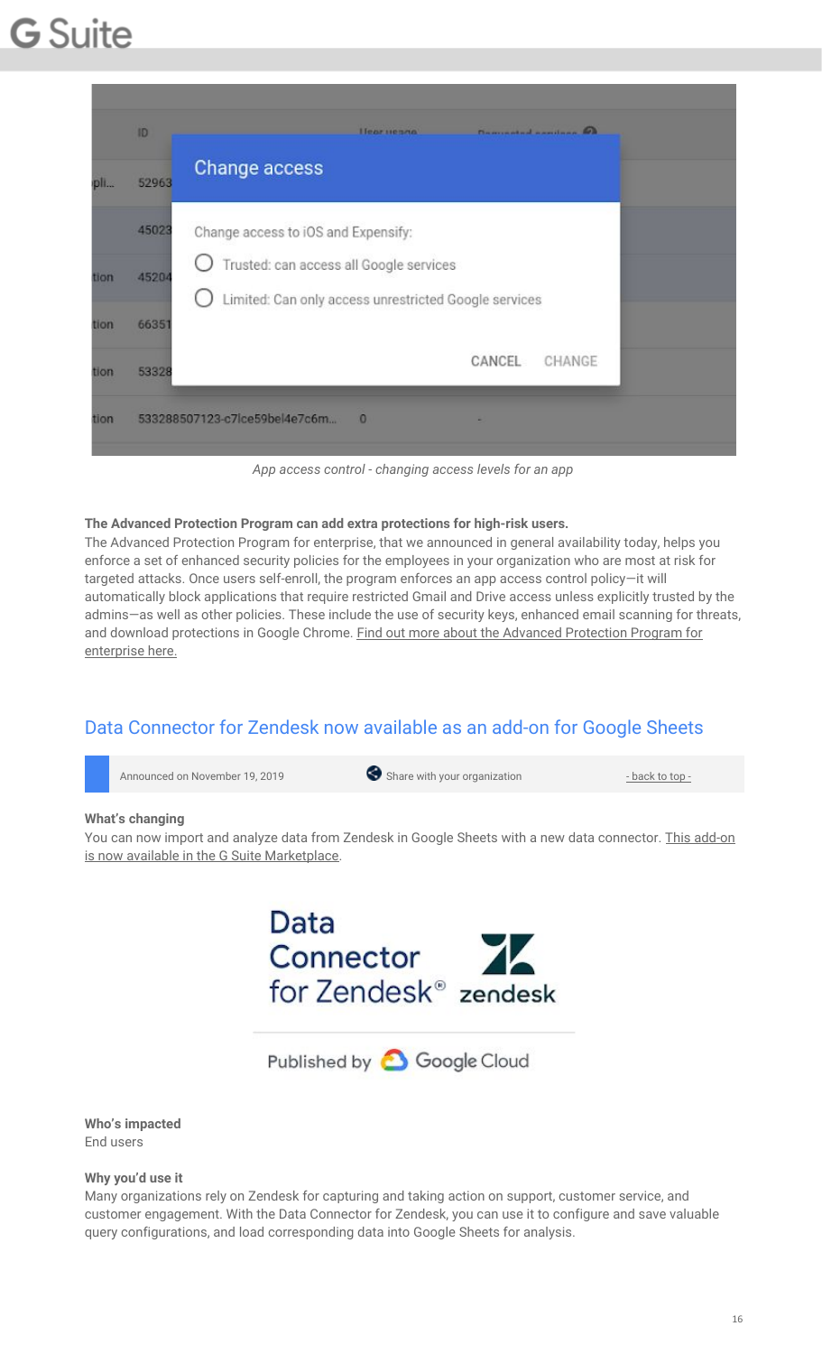*App access control - changing access levels for an app*

**The Advanced Protection Program can add extra protections for high-risk users.**
The Advanced Protection Program for enterprise, that we announced in general availability today, helps you enforce a set of enhanced security policies for the employees in your organization who are most at risk for targeted attacks. Once users self-enroll, the program enforces an app access control policy—it will automatically block applications that require restricted Gmail and Drive access unless explicitly trusted by the admins—as well as other policies. These include the use of security keys, enhanced email scanning for threats, and download protections in Google Chrome. Find out more about the Advanced Protection Program for enterprise here.

## Data Connector for Zendesk now available as an add-on for Google Sheets

Announced on November 19, 2019 | Share with your organization | - back to top -

**What's changing**
You can now import and analyze data from Zendesk in Google Sheets with a new data connector. This add-on is now available in the G Suite Marketplace.

**Who's impacted**
End users

**Why you'd use it**
Many organizations rely on Zendesk for capturing and taking action on support, customer service, and customer engagement. With the Data Connector for Zendesk, you can use it to configure and save valuable query configurations, and load corresponding data into Google Sheets for analysis.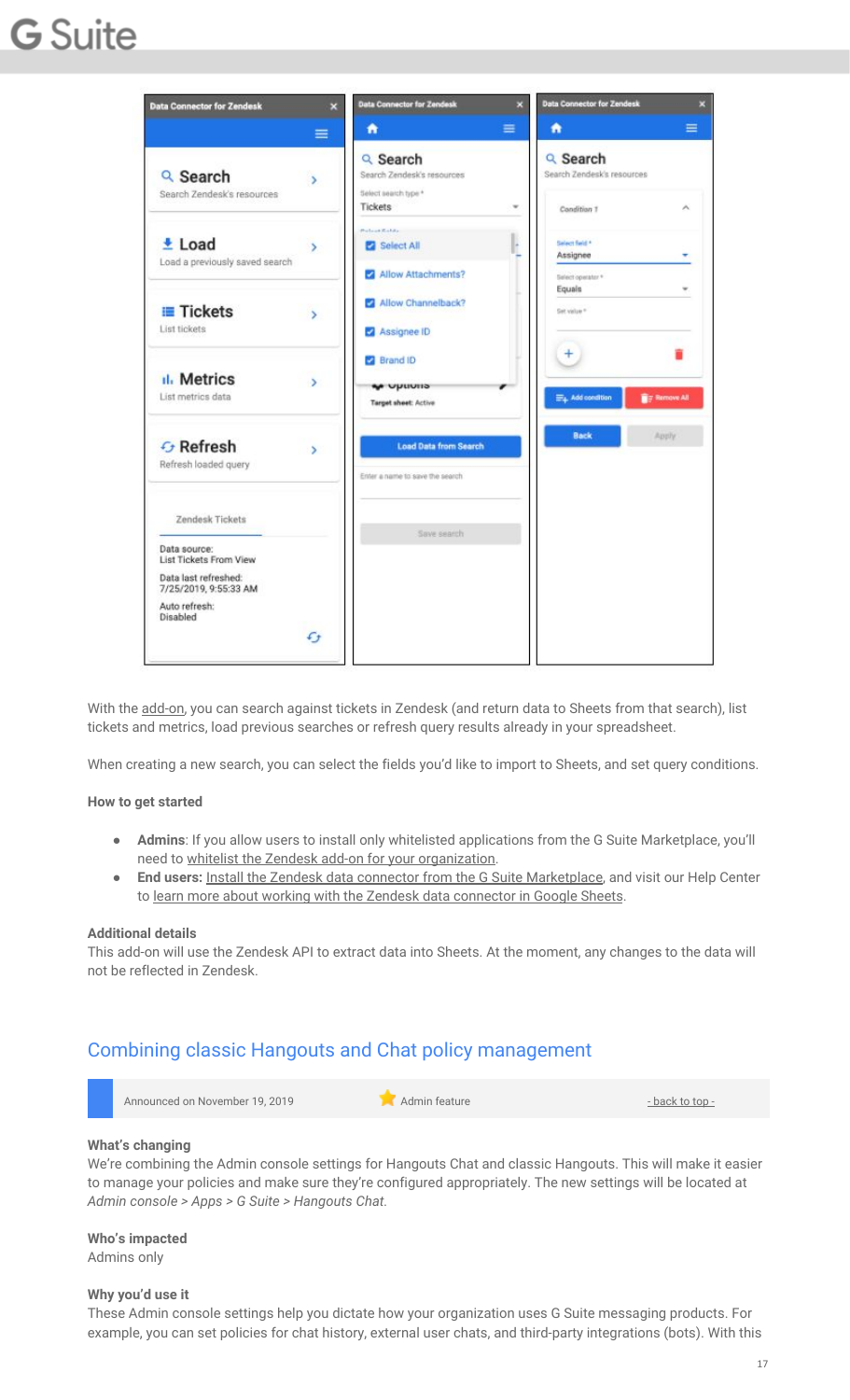With the add-on, you can search against tickets in Zendesk (and return data to Sheets from that search), list tickets and metrics, load previous searches or refresh query results already in your spreadsheet.

When creating a new search, you can select the fields you'd like to import to Sheets, and set query conditions.

**How to get started**

- **Admins**: If you allow users to install only whitelisted applications from the G Suite Marketplace, you'll need to whitelist the Zendesk add-on for your organization.
- **End users:** Install the Zendesk data connector from the G Suite Marketplace, and visit our Help Center to learn more about working with the Zendesk data connector in Google Sheets.

**Additional details**

This add-on will use the Zendesk API to extract data into Sheets. At the moment, any changes to the data will not be reflected in Zendesk.

## Combining classic Hangouts and Chat policy management

Announced on November 19, 2019 | Admin feature | - back to top -

**What's changing**

We're combining the Admin console settings for Hangouts Chat and classic Hangouts. This will make it easier to manage your policies and make sure they're configured appropriately. The new settings will be located at *Admin console > Apps > G Suite > Hangouts Chat.*

**Who's impacted**

Admins only

**Why you'd use it**

These Admin console settings help you dictate how your organization uses G Suite messaging products. For example, you can set policies for chat history, external user chats, and third-party integrations (bots). With this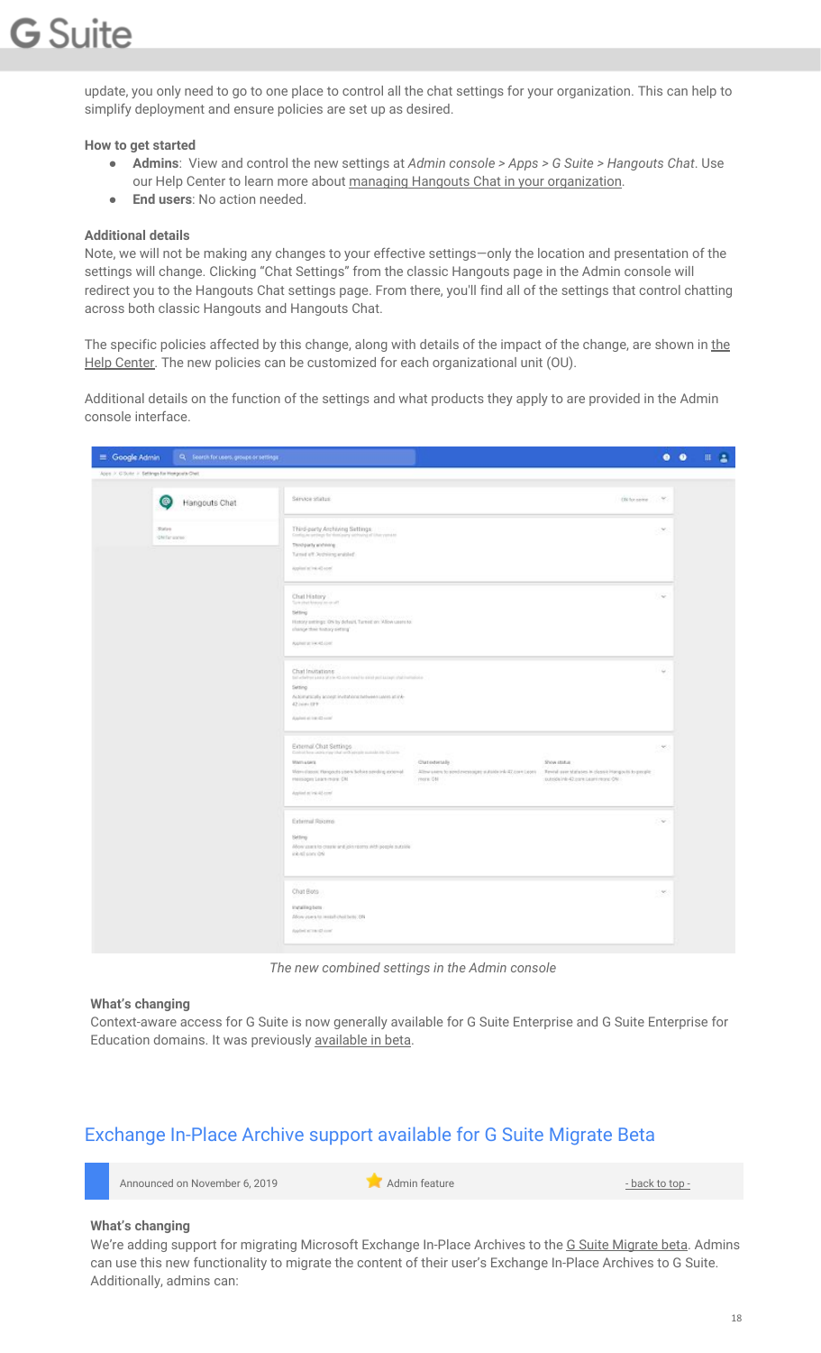update, you only need to go to one place to control all the chat settings for your organization. This can help to simplify deployment and ensure policies are set up as desired.

**How to get started**

- **Admins**: View and control the new settings at *Admin console > Apps > G Suite > Hangouts Chat*. Use our Help Center to learn more about managing Hangouts Chat in your organization.
- **End users**: No action needed.

**Additional details**

Note, we will not be making any changes to your effective settings—only the location and presentation of the settings will change. Clicking "Chat Settings" from the classic Hangouts page in the Admin console will redirect you to the Hangouts Chat settings page. From there, you'll find all of the settings that control chatting across both classic Hangouts and Hangouts Chat.

The specific policies affected by this change, along with details of the impact of the change, are shown in the Help Center. The new policies can be customized for each organizational unit (OU).

Additional details on the function of the settings and what products they apply to are provided in the Admin console interface.

*The new combined settings in the Admin console*

**What's changing**

Context-aware access for G Suite is now generally available for G Suite Enterprise and G Suite Enterprise for Education domains. It was previously available in beta.

## Exchange In-Place Archive support available for G Suite Migrate Beta

Announced on November 6, 2019 | Admin feature | - back to top -

**What's changing**

We're adding support for migrating Microsoft Exchange In-Place Archives to the G Suite Migrate beta. Admins can use this new functionality to migrate the content of their user's Exchange In-Place Archives to G Suite. Additionally, admins can: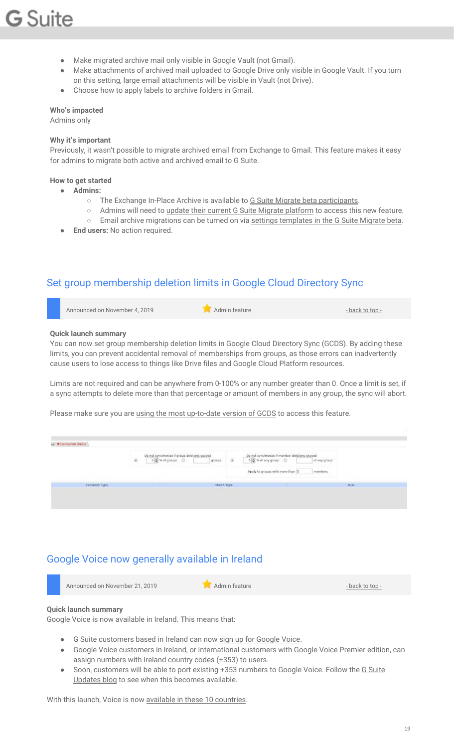- Make migrated archive mail only visible in Google Vault (not Gmail).
- Make attachments of archived mail uploaded to Google Drive only visible in Google Vault. If you turn on this setting, large email attachments will be visible in Vault (not Drive).
- Choose how to apply labels to archive folders in Gmail.

**Who's impacted**
Admins only

**Why it's important**
Previously, it wasn't possible to migrate archived email from Exchange to Gmail. This feature makes it easy for admins to migrate both active and archived email to G Suite.

**How to get started**
- **Admins:**
  - The Exchange In-Place Archive is available to G Suite Migrate beta participants.
  - Admins will need to update their current G Suite Migrate platform to access this new feature.
  - Email archive migrations can be turned on via settings templates in the G Suite Migrate beta.
- **End users:** No action required.

## Set group membership deletion limits in Google Cloud Directory Sync

Announced on November 4, 2019 | Admin feature | - back to top -

**Quick launch summary**
You can now set group membership deletion limits in Google Cloud Directory Sync (GCDS). By adding these limits, you can prevent accidental removal of memberships from groups, as those errors can inadvertently cause users to lose access to things like Drive files and Google Cloud Platform resources.

Limits are not required and can be anywhere from 0-100% or any number greater than 0. Once a limit is set, if a sync attempts to delete more than that percentage or amount of members in any group, the sync will abort.

Please make sure you are using the most up-to-date version of GCDS to access this feature.

## Google Voice now generally available in Ireland

Announced on November 21, 2019 | Admin feature | - back to top -

**Quick launch summary**
Google Voice is now available in Ireland. This means that:

- G Suite customers based in Ireland can now sign up for Google Voice.
- Google Voice customers in Ireland, or international customers with Google Voice Premier edition, can assign numbers with Ireland country codes (+353) to users.
- Soon, customers will be able to port existing +353 numbers to Google Voice. Follow the G Suite Updates blog to see when this becomes available.

With this launch, Voice is now available in these 10 countries.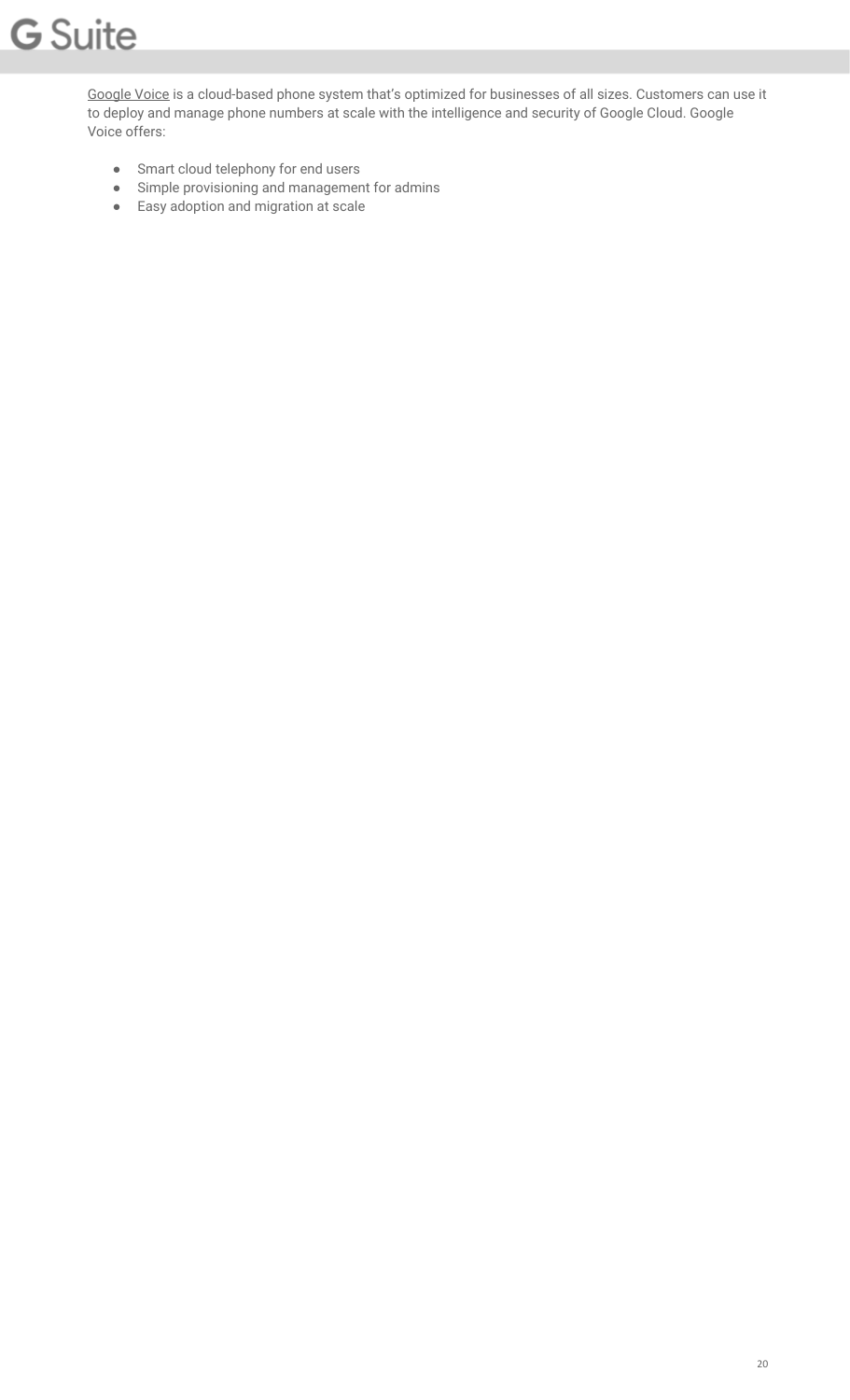Google Voice is a cloud-based phone system that's optimized for businesses of all sizes. Customers can use it to deploy and manage phone numbers at scale with the intelligence and security of Google Cloud. Google Voice offers:

- Smart cloud telephony for end users
- Simple provisioning and management for admins
- Easy adoption and migration at scale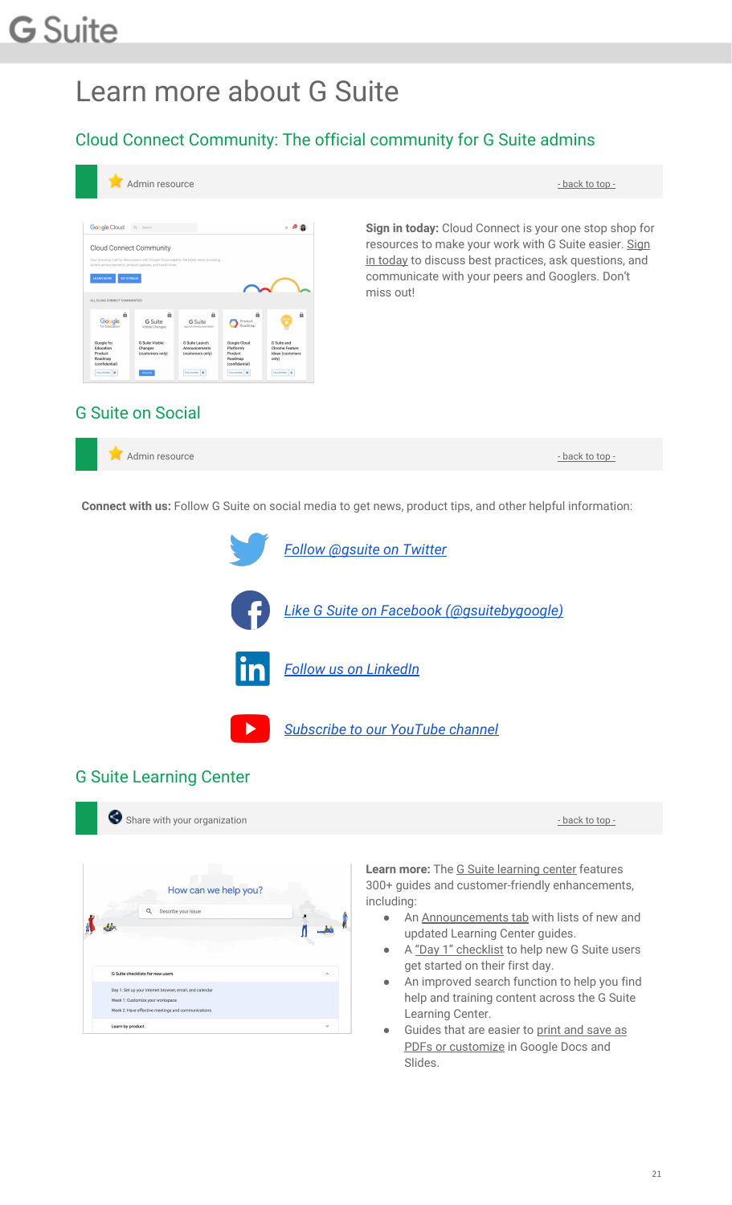# Learn more about G Suite

## Cloud Connect Community: The official community for G Suite admins

Admin resource - back to top -

**Sign in today:** Cloud Connect is your one stop shop for resources to make your work with G Suite easier. Sign in today to discuss best practices, ask questions, and communicate with your peers and Googlers. Don't miss out!

## G Suite on Social

Admin resource - back to top -

**Connect with us:** Follow G Suite on social media to get news, product tips, and other helpful information:

*Follow @gsuite on Twitter*

*Like G Suite on Facebook (@gsuitebygoogle)*

*Follow us on LinkedIn*

*Subscribe to our YouTube channel*

## G Suite Learning Center

Share with your organization - back to top -

**Learn more:** The G Suite learning center features 300+ guides and customer-friendly enhancements, including:

- An Announcements tab with lists of new and updated Learning Center guides.
- A "Day 1" checklist to help new G Suite users get started on their first day.
- An improved search function to help you find help and training content across the G Suite Learning Center.
- Guides that are easier to print and save as PDFs or customize in Google Docs and Slides.